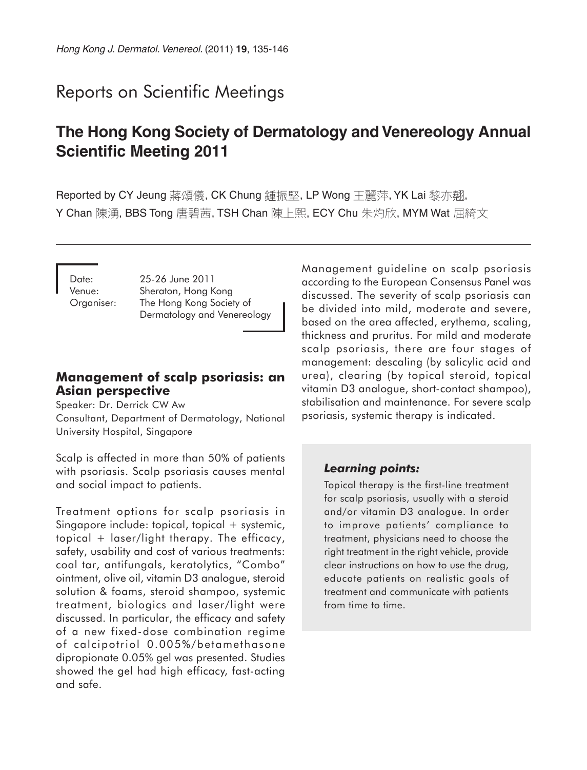# Reports on Scientific Meetings

## The Hong Kong Society of Dermatology and Venereology Annual Scientific Meeting 2011

Reported by CY Jeung 蔣頌儀, CK Chung 鍾振堅, LP Wong 王麗萍, YK Lai 黎亦翹, Y Chan 陳湧, BBS Tong 唐碧茜, TSH Chan 陳上熙, ECY Chu 朱灼欣, MYM Wat 屈綺文

Date: 25-26 June 2011
Venue: Sheraton, Hong Kong
Organiser: The Hong Kong Society of Dermatology and Venereology

### Management of scalp psoriasis: an Asian perspective

Speaker: Dr. Derrick CW Aw
Consultant, Department of Dermatology, National University Hospital, Singapore

Scalp is affected in more than 50% of patients with psoriasis. Scalp psoriasis causes mental and social impact to patients.

Treatment options for scalp psoriasis in Singapore include: topical, topical + systemic, topical + laser/light therapy. The efficacy, safety, usability and cost of various treatments: coal tar, antifungals, keratolytics, "Combo" ointment, olive oil, vitamin D3 analogue, steroid solution & foams, steroid shampoo, systemic treatment, biologics and laser/light were discussed. In particular, the efficacy and safety of a new fixed-dose combination regime of calcipotriol 0.005%/betamethasone dipropionate 0.05% gel was presented. Studies showed the gel had high efficacy, fast-acting and safe.

Management guideline on scalp psoriasis according to the European Consensus Panel was discussed. The severity of scalp psoriasis can be divided into mild, moderate and severe, based on the area affected, erythema, scaling, thickness and pruritus. For mild and moderate scalp psoriasis, there are four stages of management: descaling (by salicylic acid and urea), clearing (by topical steroid, topical vitamin D3 analogue, short-contact shampoo), stabilisation and maintenance. For severe scalp psoriasis, systemic therapy is indicated.

#### *Learning points:*

Topical therapy is the first-line treatment for scalp psoriasis, usually with a steroid and/or vitamin D3 analogue. In order to improve patients' compliance to treatment, physicians need to choose the right treatment in the right vehicle, provide clear instructions on how to use the drug, educate patients on realistic goals of treatment and communicate with patients from time to time.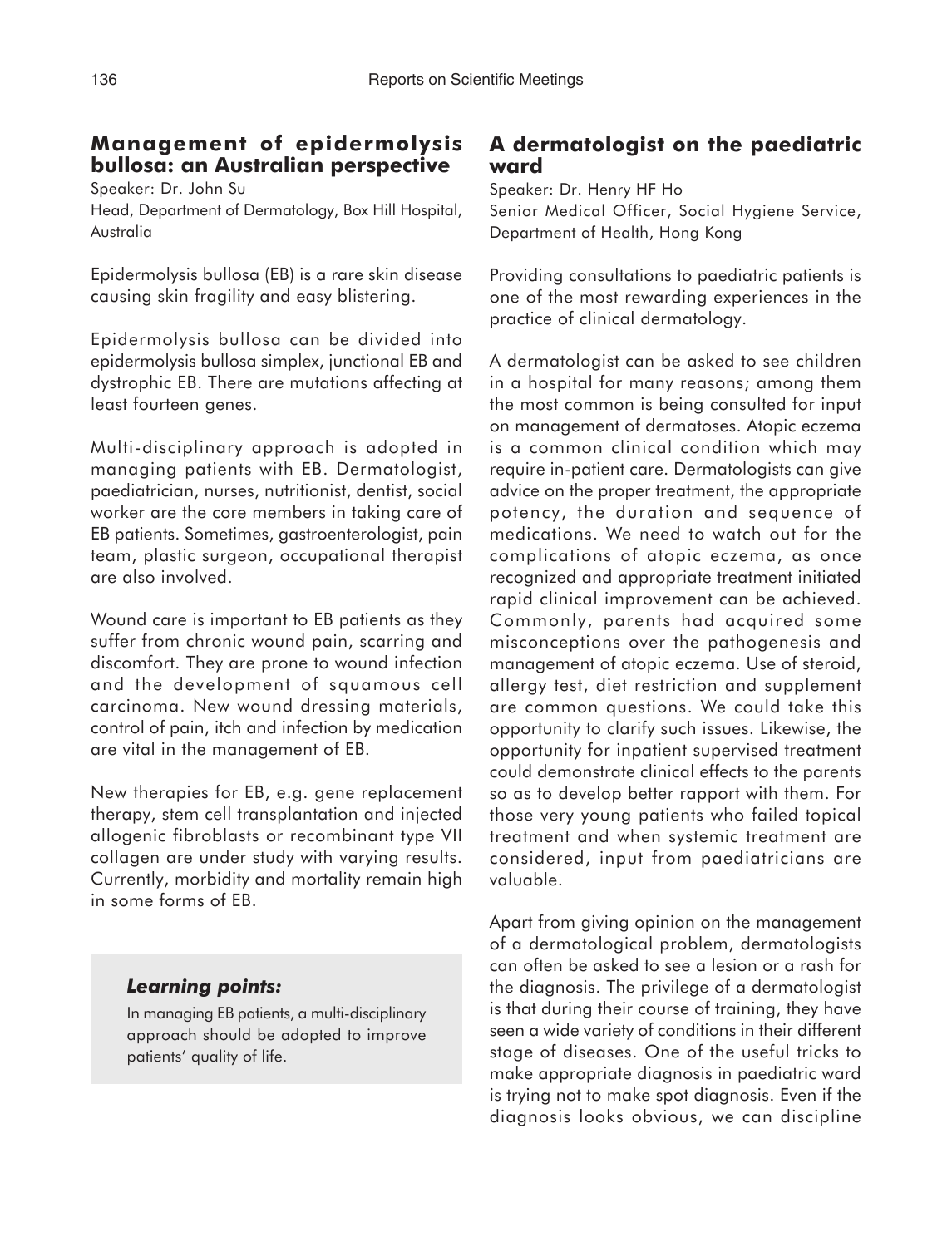## Management of epidermolysis bullosa: an Australian perspective

Speaker: Dr. John Su

Head, Department of Dermatology, Box Hill Hospital, Australia

Epidermolysis bullosa (EB) is a rare skin disease causing skin fragility and easy blistering.

Epidermolysis bullosa can be divided into epidermolysis bullosa simplex, junctional EB and dystrophic EB. There are mutations affecting at least fourteen genes.

Multi-disciplinary approach is adopted in managing patients with EB. Dermatologist, paediatrician, nurses, nutritionist, dentist, social worker are the core members in taking care of EB patients. Sometimes, gastroenterologist, pain team, plastic surgeon, occupational therapist are also involved.

Wound care is important to EB patients as they suffer from chronic wound pain, scarring and discomfort. They are prone to wound infection and the development of squamous cell carcinoma. New wound dressing materials, control of pain, itch and infection by medication are vital in the management of EB.

New therapies for EB, e.g. gene replacement therapy, stem cell transplantation and injected allogenic fibroblasts or recombinant type VII collagen are under study with varying results. Currently, morbidity and mortality remain high in some forms of EB.

***Learning points:***

In managing EB patients, a multi-disciplinary approach should be adopted to improve patients' quality of life.

## A dermatologist on the paediatric ward

Speaker: Dr. Henry HF Ho

Senior Medical Officer, Social Hygiene Service, Department of Health, Hong Kong

Providing consultations to paediatric patients is one of the most rewarding experiences in the practice of clinical dermatology.

A dermatologist can be asked to see children in a hospital for many reasons; among them the most common is being consulted for input on management of dermatoses. Atopic eczema is a common clinical condition which may require in-patient care. Dermatologists can give advice on the proper treatment, the appropriate potency, the duration and sequence of medications. We need to watch out for the complications of atopic eczema, as once recognized and appropriate treatment initiated rapid clinical improvement can be achieved. Commonly, parents had acquired some misconceptions over the pathogenesis and management of atopic eczema. Use of steroid, allergy test, diet restriction and supplement are common questions. We could take this opportunity to clarify such issues. Likewise, the opportunity for inpatient supervised treatment could demonstrate clinical effects to the parents so as to develop better rapport with them. For those very young patients who failed topical treatment and when systemic treatment are considered, input from paediatricians are valuable.

Apart from giving opinion on the management of a dermatological problem, dermatologists can often be asked to see a lesion or a rash for the diagnosis. The privilege of a dermatologist is that during their course of training, they have seen a wide variety of conditions in their different stage of diseases. One of the useful tricks to make appropriate diagnosis in paediatric ward is trying not to make spot diagnosis. Even if the diagnosis looks obvious, we can discipline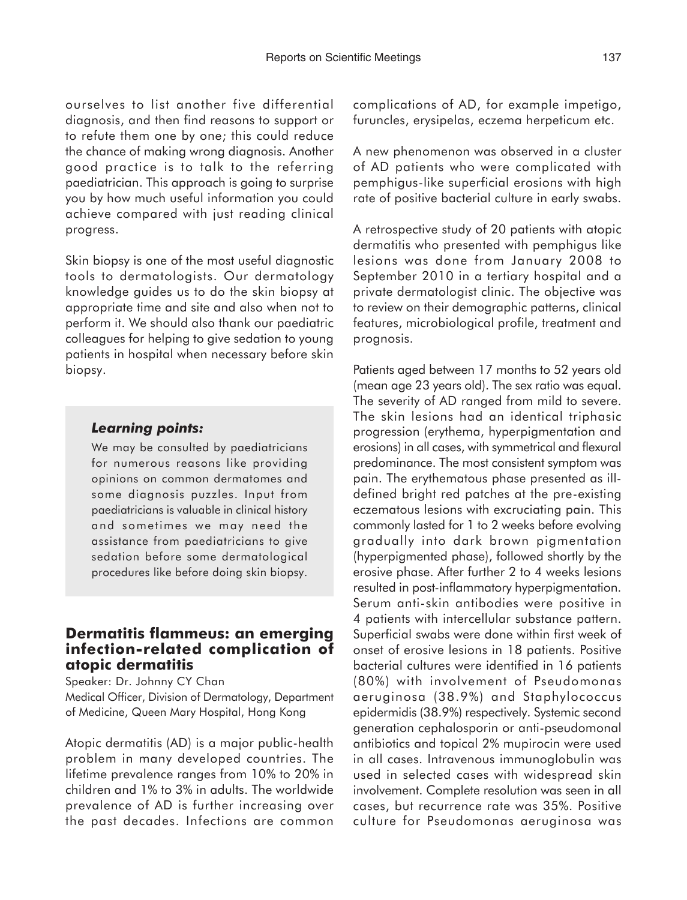ourselves to list another five differential diagnosis, and then find reasons to support or to refute them one by one; this could reduce the chance of making wrong diagnosis. Another good practice is to talk to the referring paediatrician. This approach is going to surprise you by how much useful information you could achieve compared with just reading clinical progress.

Skin biopsy is one of the most useful diagnostic tools to dermatologists. Our dermatology knowledge guides us to do the skin biopsy at appropriate time and site and also when not to perform it. We should also thank our paediatric colleagues for helping to give sedation to young patients in hospital when necessary before skin biopsy.

> ***Learning points:***
>
> We may be consulted by paediatricians for numerous reasons like providing opinions on common dermatomes and some diagnosis puzzles. Input from paediatricians is valuable in clinical history and sometimes we may need the assistance from paediatricians to give sedation before some dermatological procedures like before doing skin biopsy.

## Dermatitis flammeus: an emerging infection-related complication of atopic dermatitis

Speaker: Dr. Johnny CY Chan
Medical Officer, Division of Dermatology, Department of Medicine, Queen Mary Hospital, Hong Kong

Atopic dermatitis (AD) is a major public-health problem in many developed countries. The lifetime prevalence ranges from 10% to 20% in children and 1% to 3% in adults. The worldwide prevalence of AD is further increasing over the past decades. Infections are common complications of AD, for example impetigo, furuncles, erysipelas, eczema herpeticum etc.

A new phenomenon was observed in a cluster of AD patients who were complicated with pemphigus-like superficial erosions with high rate of positive bacterial culture in early swabs.

A retrospective study of 20 patients with atopic dermatitis who presented with pemphigus like lesions was done from January 2008 to September 2010 in a tertiary hospital and a private dermatologist clinic. The objective was to review on their demographic patterns, clinical features, microbiological profile, treatment and prognosis.

Patients aged between 17 months to 52 years old (mean age 23 years old). The sex ratio was equal. The severity of AD ranged from mild to severe. The skin lesions had an identical triphasic progression (erythema, hyperpigmentation and erosions) in all cases, with symmetrical and flexural predominance. The most consistent symptom was pain. The erythematous phase presented as ill-defined bright red patches at the pre-existing eczematous lesions with excruciating pain. This commonly lasted for 1 to 2 weeks before evolving gradually into dark brown pigmentation (hyperpigmented phase), followed shortly by the erosive phase. After further 2 to 4 weeks lesions resulted in post-inflammatory hyperpigmentation. Serum anti-skin antibodies were positive in 4 patients with intercellular substance pattern. Superficial swabs were done within first week of onset of erosive lesions in 18 patients. Positive bacterial cultures were identified in 16 patients (80%) with involvement of Pseudomonas aeruginosa (38.9%) and Staphylococcus epidermidis (38.9%) respectively. Systemic second generation cephalosporin or anti-pseudomonal antibiotics and topical 2% mupirocin were used in all cases. Intravenous immunoglobulin was used in selected cases with widespread skin involvement. Complete resolution was seen in all cases, but recurrence rate was 35%. Positive culture for Pseudomonas aeruginosa was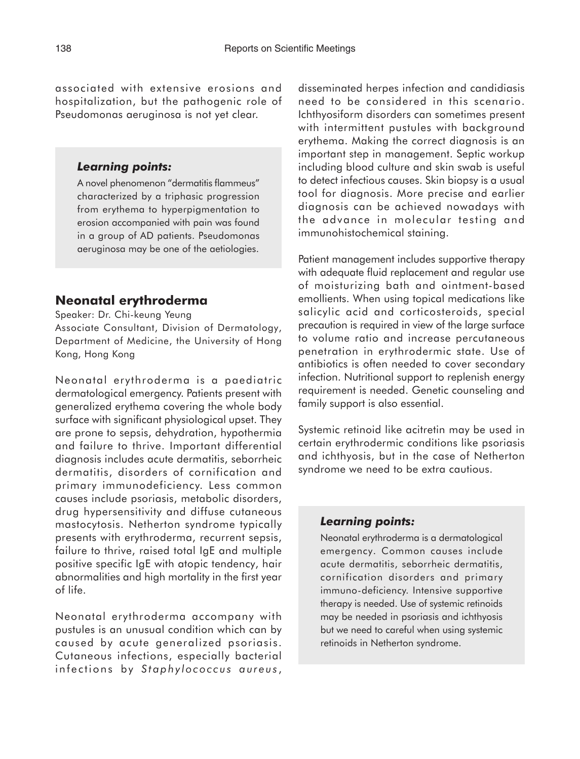associated with extensive erosions and hospitalization, but the pathogenic role of Pseudomonas aeruginosa is not yet clear.

> ***Learning points:***
>
> A novel phenomenon "dermatitis flammeus" characterized by a triphasic progression from erythema to hyperpigmentation to erosion accompanied with pain was found in a group of AD patients. Pseudomonas aeruginosa may be one of the aetiologies.

## Neonatal erythroderma

Speaker: Dr. Chi-keung Yeung
Associate Consultant, Division of Dermatology, Department of Medicine, the University of Hong Kong, Hong Kong

Neonatal erythroderma is a paediatric dermatological emergency. Patients present with generalized erythema covering the whole body surface with significant physiological upset. They are prone to sepsis, dehydration, hypothermia and failure to thrive. Important differential diagnosis includes acute dermatitis, seborrheic dermatitis, disorders of cornification and primary immunodeficiency. Less common causes include psoriasis, metabolic disorders, drug hypersensitivity and diffuse cutaneous mastocytosis. Netherton syndrome typically presents with erythroderma, recurrent sepsis, failure to thrive, raised total IgE and multiple positive specific IgE with atopic tendency, hair abnormalities and high mortality in the first year of life.

Neonatal erythroderma accompany with pustules is an unusual condition which can by caused by acute generalized psoriasis. Cutaneous infections, especially bacterial infections by *Staphylococcus aureus*, disseminated herpes infection and candidiasis need to be considered in this scenario. Ichthyosiform disorders can sometimes present with intermittent pustules with background erythema. Making the correct diagnosis is an important step in management. Septic workup including blood culture and skin swab is useful to detect infectious causes. Skin biopsy is a usual tool for diagnosis. More precise and earlier diagnosis can be achieved nowadays with the advance in molecular testing and immunohistochemical staining.

Patient management includes supportive therapy with adequate fluid replacement and regular use of moisturizing bath and ointment-based emollients. When using topical medications like salicylic acid and corticosteroids, special precaution is required in view of the large surface to volume ratio and increase percutaneous penetration in erythrodermic state. Use of antibiotics is often needed to cover secondary infection. Nutritional support to replenish energy requirement is needed. Genetic counseling and family support is also essential.

Systemic retinoid like acitretin may be used in certain erythrodermic conditions like psoriasis and ichthyosis, but in the case of Netherton syndrome we need to be extra cautious.

> ***Learning points:***
>
> Neonatal erythroderma is a dermatological emergency. Common causes include acute dermatitis, seborrheic dermatitis, cornification disorders and primary immuno-deficiency. Intensive supportive therapy is needed. Use of systemic retinoids may be needed in psoriasis and ichthyosis but we need to careful when using systemic retinoids in Netherton syndrome.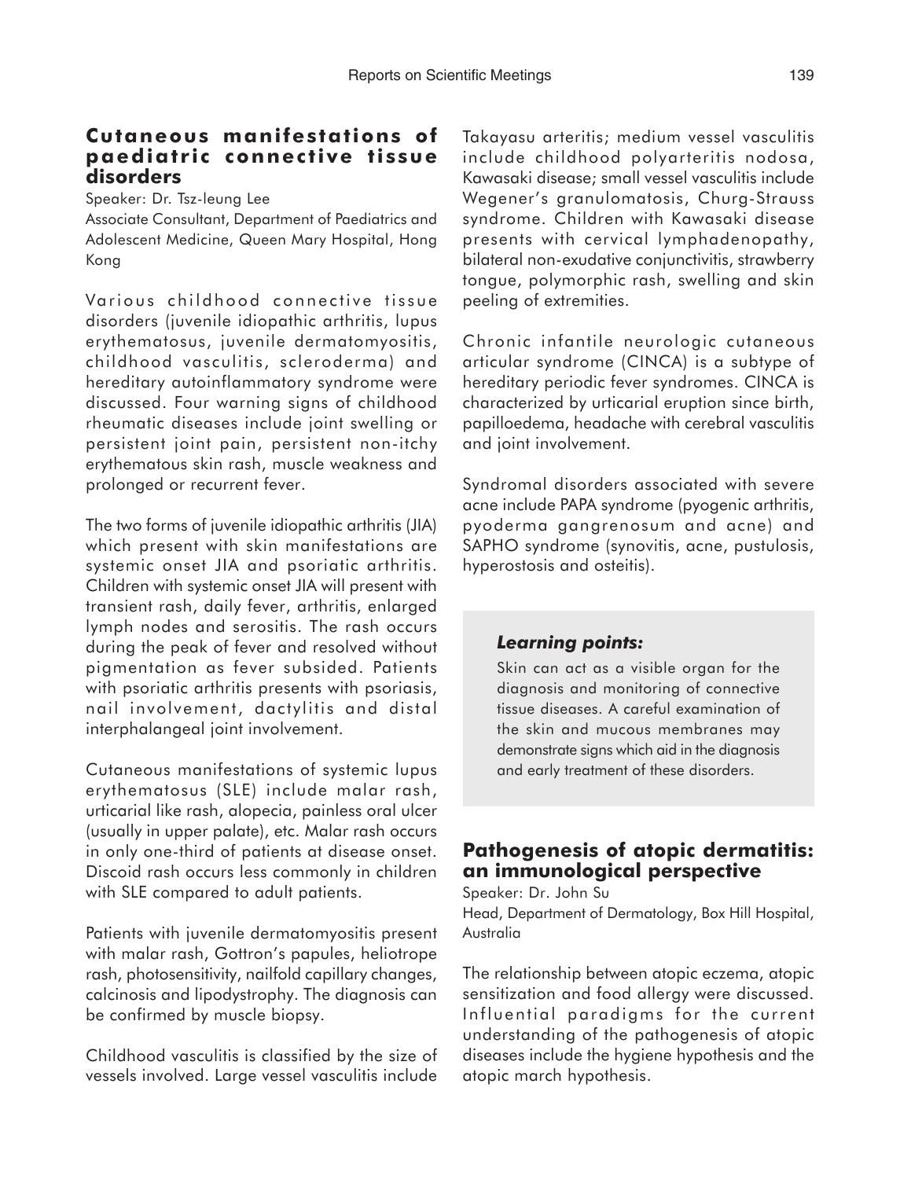## Cutaneous manifestations of paediatric connective tissue disorders

Speaker: Dr. Tsz-leung Lee

Associate Consultant, Department of Paediatrics and Adolescent Medicine, Queen Mary Hospital, Hong Kong

Various childhood connective tissue disorders (juvenile idiopathic arthritis, lupus erythematosus, juvenile dermatomyositis, childhood vasculitis, scleroderma) and hereditary autoinflammatory syndrome were discussed. Four warning signs of childhood rheumatic diseases include joint swelling or persistent joint pain, persistent non-itchy erythematous skin rash, muscle weakness and prolonged or recurrent fever.

The two forms of juvenile idiopathic arthritis (JIA) which present with skin manifestations are systemic onset JIA and psoriatic arthritis. Children with systemic onset JIA will present with transient rash, daily fever, arthritis, enlarged lymph nodes and serositis. The rash occurs during the peak of fever and resolved without pigmentation as fever subsided. Patients with psoriatic arthritis presents with psoriasis, nail involvement, dactylitis and distal interphalangeal joint involvement.

Cutaneous manifestations of systemic lupus erythematosus (SLE) include malar rash, urticarial like rash, alopecia, painless oral ulcer (usually in upper palate), etc. Malar rash occurs in only one-third of patients at disease onset. Discoid rash occurs less commonly in children with SLE compared to adult patients.

Patients with juvenile dermatomyositis present with malar rash, Gottron's papules, heliotrope rash, photosensitivity, nailfold capillary changes, calcinosis and lipodystrophy. The diagnosis can be confirmed by muscle biopsy.

Childhood vasculitis is classified by the size of vessels involved. Large vessel vasculitis include Takayasu arteritis; medium vessel vasculitis include childhood polyarteritis nodosa, Kawasaki disease; small vessel vasculitis include Wegener's granulomatosis, Churg-Strauss syndrome. Children with Kawasaki disease presents with cervical lymphadenopathy, bilateral non-exudative conjunctivitis, strawberry tongue, polymorphic rash, swelling and skin peeling of extremities.

Chronic infantile neurologic cutaneous articular syndrome (CINCA) is a subtype of hereditary periodic fever syndromes. CINCA is characterized by urticarial eruption since birth, papilloedema, headache with cerebral vasculitis and joint involvement.

Syndromal disorders associated with severe acne include PAPA syndrome (pyogenic arthritis, pyoderma gangrenosum and acne) and SAPHO syndrome (synovitis, acne, pustulosis, hyperostosis and osteitis).

> ***Learning points:***
>
> Skin can act as a visible organ for the diagnosis and monitoring of connective tissue diseases. A careful examination of the skin and mucous membranes may demonstrate signs which aid in the diagnosis and early treatment of these disorders.

## Pathogenesis of atopic dermatitis: an immunological perspective

Speaker: Dr. John Su

Head, Department of Dermatology, Box Hill Hospital, Australia

The relationship between atopic eczema, atopic sensitization and food allergy were discussed. Influential paradigms for the current understanding of the pathogenesis of atopic diseases include the hygiene hypothesis and the atopic march hypothesis.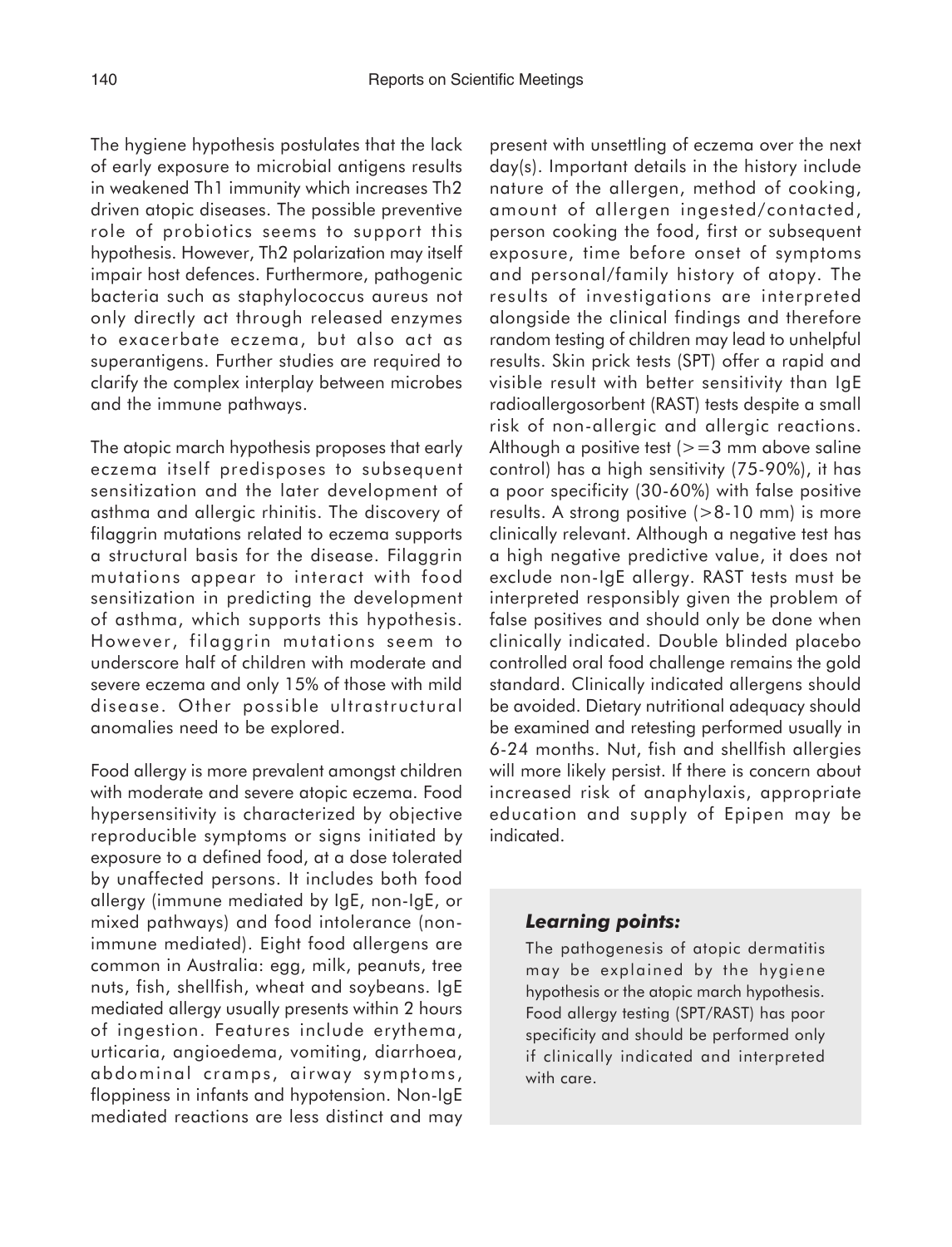The hygiene hypothesis postulates that the lack of early exposure to microbial antigens results in weakened Th1 immunity which increases Th2 driven atopic diseases. The possible preventive role of probiotics seems to support this hypothesis. However, Th2 polarization may itself impair host defences. Furthermore, pathogenic bacteria such as staphylococcus aureus not only directly act through released enzymes to exacerbate eczema, but also act as superantigens. Further studies are required to clarify the complex interplay between microbes and the immune pathways.

The atopic march hypothesis proposes that early eczema itself predisposes to subsequent sensitization and the later development of asthma and allergic rhinitis. The discovery of filaggrin mutations related to eczema supports a structural basis for the disease. Filaggrin mutations appear to interact with food sensitization in predicting the development of asthma, which supports this hypothesis. However, filaggrin mutations seem to underscore half of children with moderate and severe eczema and only 15% of those with mild disease. Other possible ultrastructural anomalies need to be explored.

Food allergy is more prevalent amongst children with moderate and severe atopic eczema. Food hypersensitivity is characterized by objective reproducible symptoms or signs initiated by exposure to a defined food, at a dose tolerated by unaffected persons. It includes both food allergy (immune mediated by IgE, non-IgE, or mixed pathways) and food intolerance (non-immune mediated). Eight food allergens are common in Australia: egg, milk, peanuts, tree nuts, fish, shellfish, wheat and soybeans. IgE mediated allergy usually presents within 2 hours of ingestion. Features include erythema, urticaria, angioedema, vomiting, diarrhoea, abdominal cramps, airway symptoms, floppiness in infants and hypotension. Non-IgE mediated reactions are less distinct and may present with unsettling of eczema over the next day(s). Important details in the history include nature of the allergen, method of cooking, amount of allergen ingested/contacted, person cooking the food, first or subsequent exposure, time before onset of symptoms and personal/family history of atopy. The results of investigations are interpreted alongside the clinical findings and therefore random testing of children may lead to unhelpful results. Skin prick tests (SPT) offer a rapid and visible result with better sensitivity than IgE radioallergosorbent (RAST) tests despite a small risk of non-allergic and allergic reactions. Although a positive test (>=3 mm above saline control) has a high sensitivity (75-90%), it has a poor specificity (30-60%) with false positive results. A strong positive (>8-10 mm) is more clinically relevant. Although a negative test has a high negative predictive value, it does not exclude non-IgE allergy. RAST tests must be interpreted responsibly given the problem of false positives and should only be done when clinically indicated. Double blinded placebo controlled oral food challenge remains the gold standard. Clinically indicated allergens should be avoided. Dietary nutritional adequacy should be examined and retesting performed usually in 6-24 months. Nut, fish and shellfish allergies will more likely persist. If there is concern about increased risk of anaphylaxis, appropriate education and supply of Epipen may be indicated.

### *Learning points:*

The pathogenesis of atopic dermatitis may be explained by the hygiene hypothesis or the atopic march hypothesis. Food allergy testing (SPT/RAST) has poor specificity and should be performed only if clinically indicated and interpreted with care.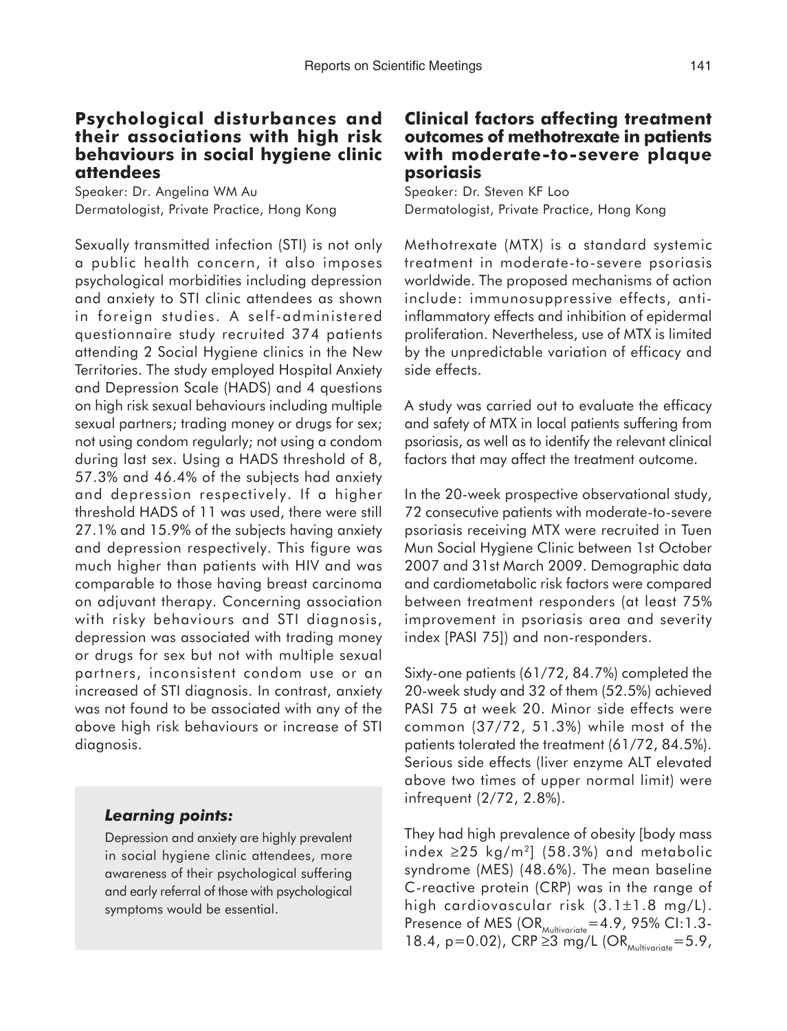## Psychological disturbances and their associations with high risk behaviours in social hygiene clinic attendees

Speaker: Dr. Angelina WM Au
Dermatologist, Private Practice, Hong Kong

Sexually transmitted infection (STI) is not only a public health concern, it also imposes psychological morbidities including depression and anxiety to STI clinic attendees as shown in foreign studies. A self-administered questionnaire study recruited 374 patients attending 2 Social Hygiene clinics in the New Territories. The study employed Hospital Anxiety and Depression Scale (HADS) and 4 questions on high risk sexual behaviours including multiple sexual partners; trading money or drugs for sex; not using condom regularly; not using a condom during last sex. Using a HADS threshold of 8, 57.3% and 46.4% of the subjects had anxiety and depression respectively. If a higher threshold HADS of 11 was used, there were still 27.1% and 15.9% of the subjects having anxiety and depression respectively. This figure was much higher than patients with HIV and was comparable to those having breast carcinoma on adjuvant therapy. Concerning association with risky behaviours and STI diagnosis, depression was associated with trading money or drugs for sex but not with multiple sexual partners, inconsistent condom use or an increased of STI diagnosis. In contrast, anxiety was not found to be associated with any of the above high risk behaviours or increase of STI diagnosis.

### *Learning points:*

Depression and anxiety are highly prevalent in social hygiene clinic attendees, more awareness of their psychological suffering and early referral of those with psychological symptoms would be essential.

## Clinical factors affecting treatment outcomes of methotrexate in patients with moderate-to-severe plaque psoriasis

Speaker: Dr. Steven KF Loo
Dermatologist, Private Practice, Hong Kong

Methotrexate (MTX) is a standard systemic treatment in moderate-to-severe psoriasis worldwide. The proposed mechanisms of action include: immunosuppressive effects, anti-inflammatory effects and inhibition of epidermal proliferation. Nevertheless, use of MTX is limited by the unpredictable variation of efficacy and side effects.

A study was carried out to evaluate the efficacy and safety of MTX in local patients suffering from psoriasis, as well as to identify the relevant clinical factors that may affect the treatment outcome.

In the 20-week prospective observational study, 72 consecutive patients with moderate-to-severe psoriasis receiving MTX were recruited in Tuen Mun Social Hygiene Clinic between 1st October 2007 and 31st March 2009. Demographic data and cardiometabolic risk factors were compared between treatment responders (at least 75% improvement in psoriasis area and severity index [PASI 75]) and non-responders.

Sixty-one patients (61/72, 84.7%) completed the 20-week study and 32 of them (52.5%) achieved PASI 75 at week 20. Minor side effects were common (37/72, 51.3%) while most of the patients tolerated the treatment (61/72, 84.5%). Serious side effects (liver enzyme ALT elevated above two times of upper normal limit) were infrequent (2/72, 2.8%).

They had high prevalence of obesity [body mass index $\geq$25 kg/m$^2$] (58.3%) and metabolic syndrome (MES) (48.6%). The mean baseline C-reactive protein (CRP) was in the range of high cardiovascular risk (3.1±1.8 mg/L). Presence of MES ($OR_{Multivariate}$=4.9, 95% CI:1.3-18.4, p=0.02), CRP $\geq$3 mg/L ($OR_{Multivariate}$=5.9,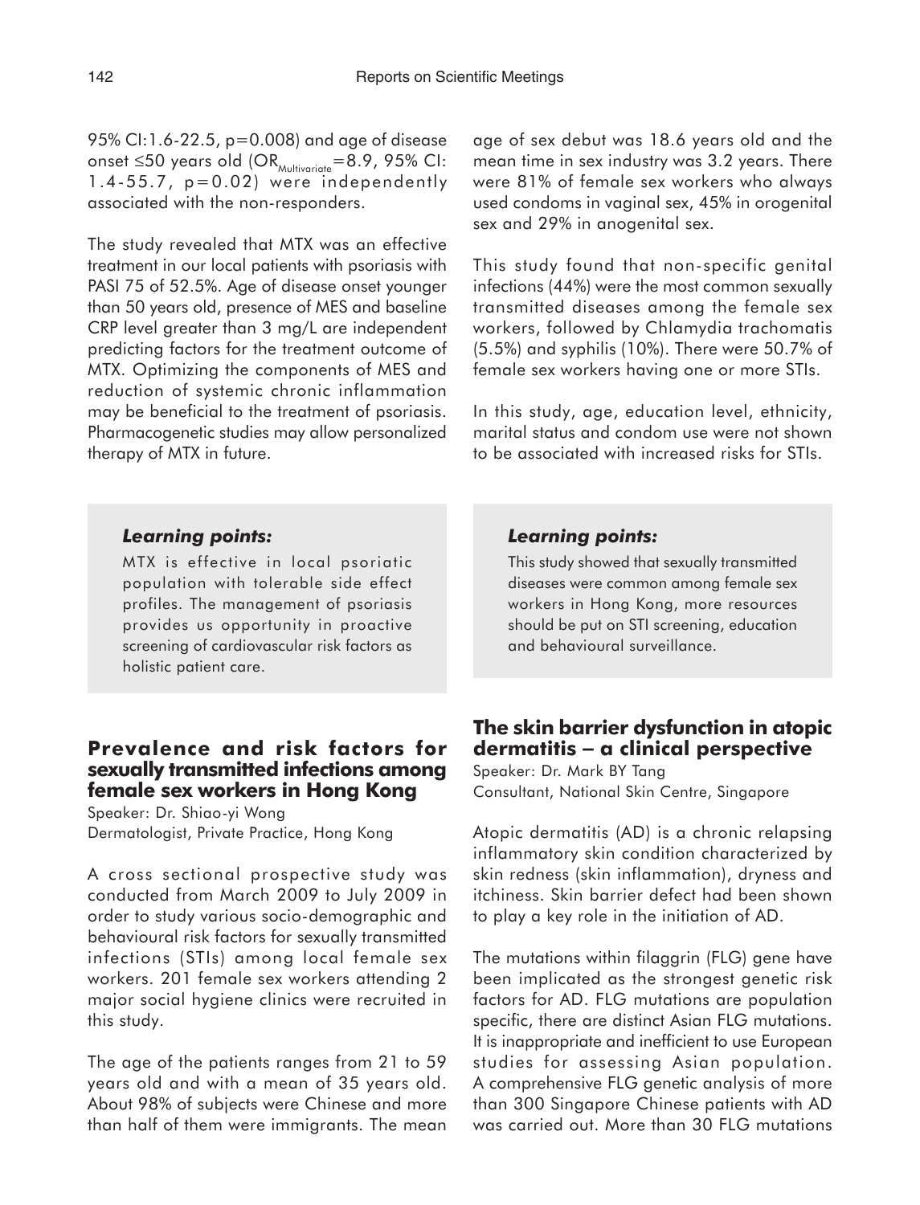95% CI:1.6-22.5, p=0.008) and age of disease onset ≤50 years old ($OR_{Multivariate}$=8.9, 95% CI: 1.4-55.7, p=0.02) were independently associated with the non-responders.

The study revealed that MTX was an effective treatment in our local patients with psoriasis with PASI 75 of 52.5%. Age of disease onset younger than 50 years old, presence of MES and baseline CRP level greater than 3 mg/L are independent predicting factors for the treatment outcome of MTX. Optimizing the components of MES and reduction of systemic chronic inflammation may be beneficial to the treatment of psoriasis. Pharmacogenetic studies may allow personalized therapy of MTX in future.

***Learning points:***

MTX is effective in local psoriatic population with tolerable side effect profiles. The management of psoriasis provides us opportunity in proactive screening of cardiovascular risk factors as holistic patient care.

## Prevalence and risk factors for sexually transmitted infections among female sex workers in Hong Kong

Speaker: Dr. Shiao-yi Wong
Dermatologist, Private Practice, Hong Kong

A cross sectional prospective study was conducted from March 2009 to July 2009 in order to study various socio-demographic and behavioural risk factors for sexually transmitted infections (STIs) among local female sex workers. 201 female sex workers attending 2 major social hygiene clinics were recruited in this study.

The age of the patients ranges from 21 to 59 years old and with a mean of 35 years old. About 98% of subjects were Chinese and more than half of them were immigrants. The mean age of sex debut was 18.6 years old and the mean time in sex industry was 3.2 years. There were 81% of female sex workers who always used condoms in vaginal sex, 45% in orogenital sex and 29% in anogenital sex.

This study found that non-specific genital infections (44%) were the most common sexually transmitted diseases among the female sex workers, followed by Chlamydia trachomatis (5.5%) and syphilis (10%). There were 50.7% of female sex workers having one or more STIs.

In this study, age, education level, ethnicity, marital status and condom use were not shown to be associated with increased risks for STIs.

***Learning points:***

This study showed that sexually transmitted diseases were common among female sex workers in Hong Kong, more resources should be put on STI screening, education and behavioural surveillance.

## The skin barrier dysfunction in atopic dermatitis – a clinical perspective

Speaker: Dr. Mark BY Tang
Consultant, National Skin Centre, Singapore

Atopic dermatitis (AD) is a chronic relapsing inflammatory skin condition characterized by skin redness (skin inflammation), dryness and itchiness. Skin barrier defect had been shown to play a key role in the initiation of AD.

The mutations within filaggrin (FLG) gene have been implicated as the strongest genetic risk factors for AD. FLG mutations are population specific, there are distinct Asian FLG mutations. It is inappropriate and inefficient to use European studies for assessing Asian population. A comprehensive FLG genetic analysis of more than 300 Singapore Chinese patients with AD was carried out. More than 30 FLG mutations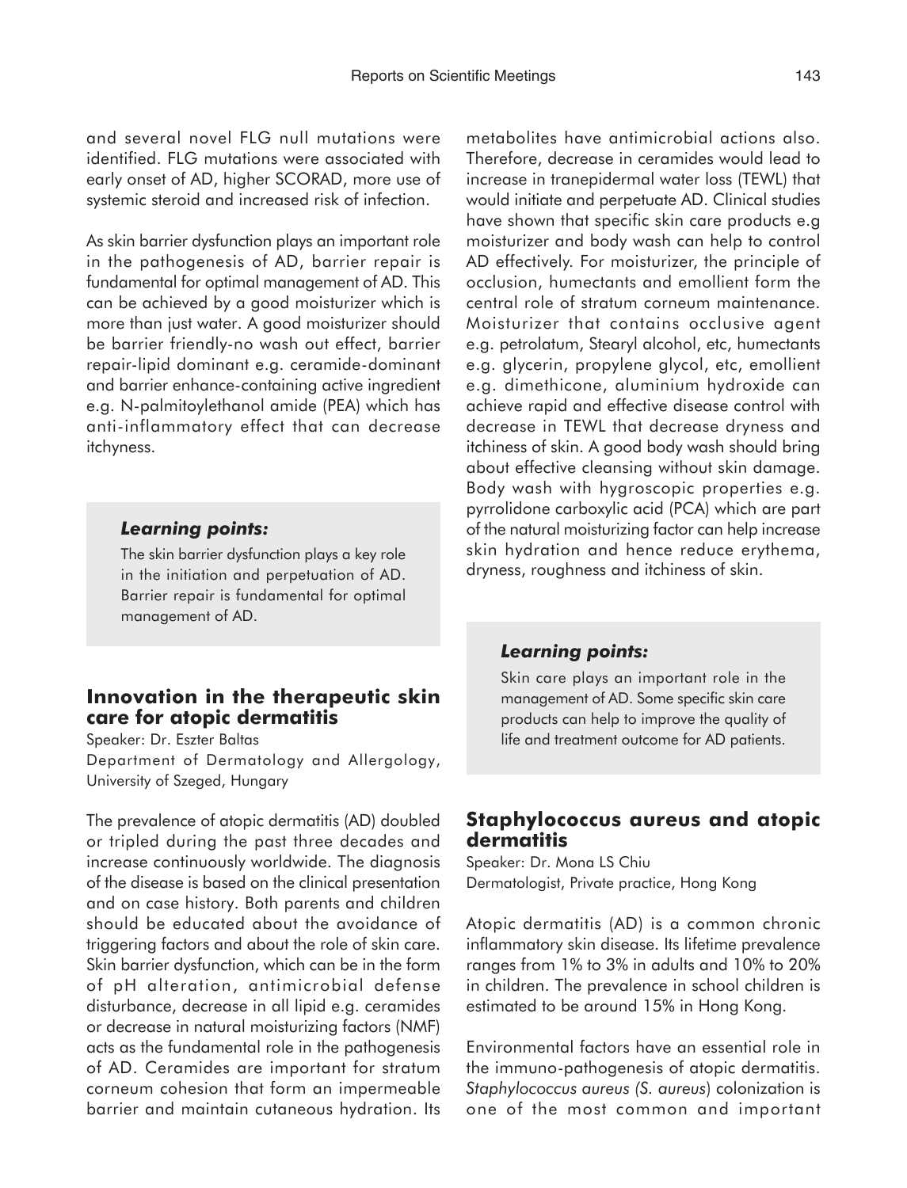and several novel FLG null mutations were identified. FLG mutations were associated with early onset of AD, higher SCORAD, more use of systemic steroid and increased risk of infection.

As skin barrier dysfunction plays an important role in the pathogenesis of AD, barrier repair is fundamental for optimal management of AD. This can be achieved by a good moisturizer which is more than just water. A good moisturizer should be barrier friendly-no wash out effect, barrier repair-lipid dominant e.g. ceramide-dominant and barrier enhance-containing active ingredient e.g. N-palmitoylethanol amide (PEA) which has anti-inflammatory effect that can decrease itchyness.

> ***Learning points:***
>
> The skin barrier dysfunction plays a key role in the initiation and perpetuation of AD. Barrier repair is fundamental for optimal management of AD.

## Innovation in the therapeutic skin care for atopic dermatitis

Speaker: Dr. Eszter Baltas

Department of Dermatology and Allergology, University of Szeged, Hungary

The prevalence of atopic dermatitis (AD) doubled or tripled during the past three decades and increase continuously worldwide. The diagnosis of the disease is based on the clinical presentation and on case history. Both parents and children should be educated about the avoidance of triggering factors and about the role of skin care. Skin barrier dysfunction, which can be in the form of pH alteration, antimicrobial defense disturbance, decrease in all lipid e.g. ceramides or decrease in natural moisturizing factors (NMF) acts as the fundamental role in the pathogenesis of AD. Ceramides are important for stratum corneum cohesion that form an impermeable barrier and maintain cutaneous hydration. Its metabolites have antimicrobial actions also. Therefore, decrease in ceramides would lead to increase in tranepidermal water loss (TEWL) that would initiate and perpetuate AD. Clinical studies have shown that specific skin care products e.g moisturizer and body wash can help to control AD effectively. For moisturizer, the principle of occlusion, humectants and emollient form the central role of stratum corneum maintenance. Moisturizer that contains occlusive agent e.g. petrolatum, Stearyl alcohol, etc, humectants e.g. glycerin, propylene glycol, etc, emollient e.g. dimethicone, aluminium hydroxide can achieve rapid and effective disease control with decrease in TEWL that decrease dryness and itchiness of skin. A good body wash should bring about effective cleansing without skin damage. Body wash with hygroscopic properties e.g. pyrrolidone carboxylic acid (PCA) which are part of the natural moisturizing factor can help increase skin hydration and hence reduce erythema, dryness, roughness and itchiness of skin.

> ***Learning points:***
>
> Skin care plays an important role in the management of AD. Some specific skin care products can help to improve the quality of life and treatment outcome for AD patients.

## Staphylococcus aureus and atopic dermatitis

Speaker: Dr. Mona LS Chiu

Dermatologist, Private practice, Hong Kong

Atopic dermatitis (AD) is a common chronic inflammatory skin disease. Its lifetime prevalence ranges from 1% to 3% in adults and 10% to 20% in children. The prevalence in school children is estimated to be around 15% in Hong Kong.

Environmental factors have an essential role in the immuno-pathogenesis of atopic dermatitis. *Staphylococcus aureus (S. aureus*) colonization is one of the most common and important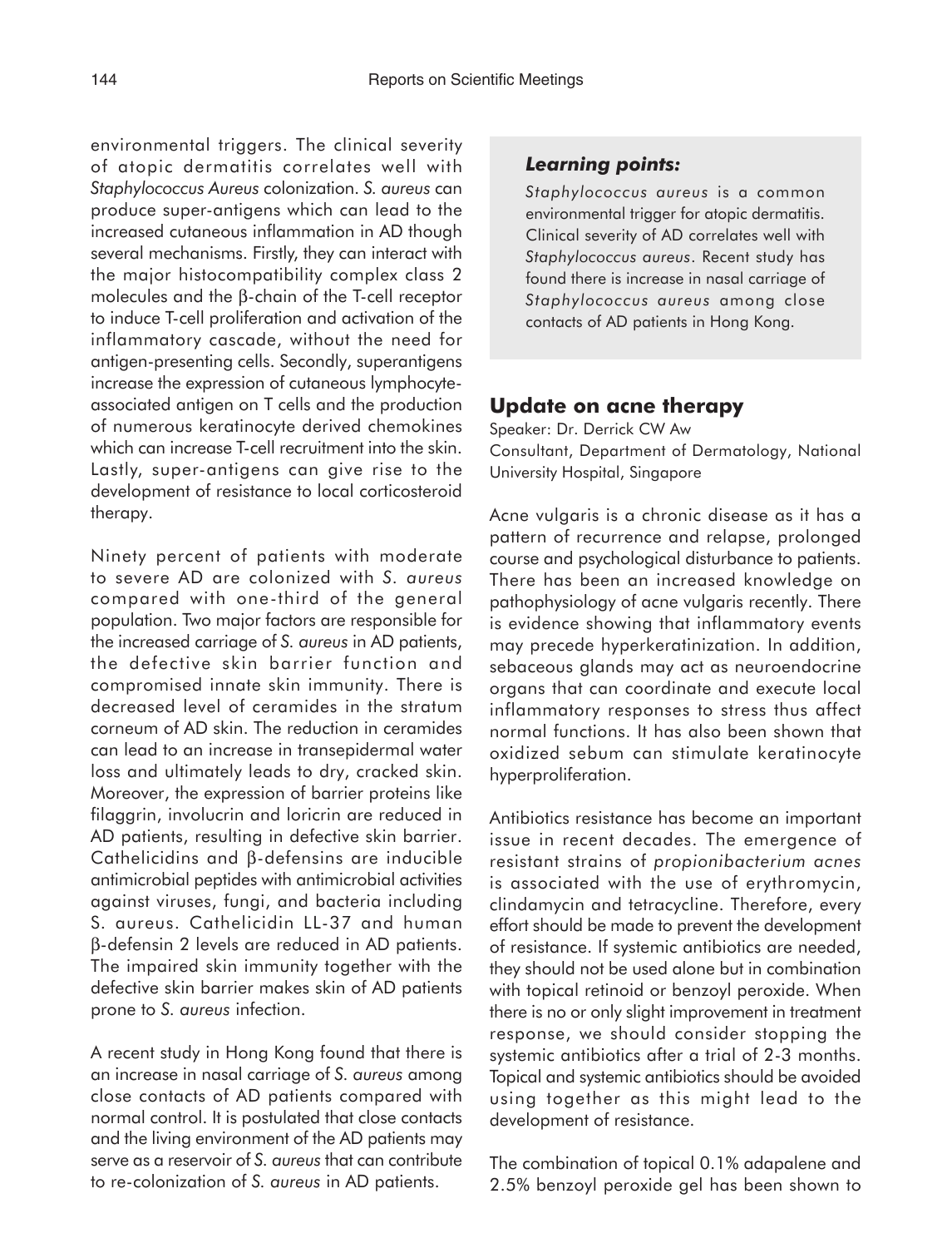environmental triggers. The clinical severity of atopic dermatitis correlates well with *Staphylococcus Aureus* colonization. *S. aureus* can produce super-antigens which can lead to the increased cutaneous inflammation in AD though several mechanisms. Firstly, they can interact with the major histocompatibility complex class 2 molecules and the β-chain of the T-cell receptor to induce T-cell proliferation and activation of the inflammatory cascade, without the need for antigen-presenting cells. Secondly, superantigens increase the expression of cutaneous lymphocyte-associated antigen on T cells and the production of numerous keratinocyte derived chemokines which can increase T-cell recruitment into the skin. Lastly, super-antigens can give rise to the development of resistance to local corticosteroid therapy.

Ninety percent of patients with moderate to severe AD are colonized with *S. aureus* compared with one-third of the general population. Two major factors are responsible for the increased carriage of *S. aureus* in AD patients, the defective skin barrier function and compromised innate skin immunity. There is decreased level of ceramides in the stratum corneum of AD skin. The reduction in ceramides can lead to an increase in transepidermal water loss and ultimately leads to dry, cracked skin. Moreover, the expression of barrier proteins like filaggrin, involucrin and loricrin are reduced in AD patients, resulting in defective skin barrier. Cathelicidins and β-defensins are inducible antimicrobial peptides with antimicrobial activities against viruses, fungi, and bacteria including S. aureus. Cathelicidin LL-37 and human β-defensin 2 levels are reduced in AD patients. The impaired skin immunity together with the defective skin barrier makes skin of AD patients prone to *S. aureus* infection.

A recent study in Hong Kong found that there is an increase in nasal carriage of *S. aureus* among close contacts of AD patients compared with normal control. It is postulated that close contacts and the living environment of the AD patients may serve as a reservoir of *S. aureus* that can contribute to re-colonization of *S. aureus* in AD patients.

***Learning points:***

*Staphylococcus aureus is a common environmental trigger for atopic dermatitis. Clinical severity of AD correlates well with Staphylococcus aureus. Recent study has found there is increase in nasal carriage of Staphylococcus aureus among close contacts of AD patients in Hong Kong.*

## Update on acne therapy

Speaker: Dr. Derrick CW Aw
Consultant, Department of Dermatology, National University Hospital, Singapore

Acne vulgaris is a chronic disease as it has a pattern of recurrence and relapse, prolonged course and psychological disturbance to patients. There has been an increased knowledge on pathophysiology of acne vulgaris recently. There is evidence showing that inflammatory events may precede hyperkeratinization. In addition, sebaceous glands may act as neuroendocrine organs that can coordinate and execute local inflammatory responses to stress thus affect normal functions. It has also been shown that oxidized sebum can stimulate keratinocyte hyperproliferation.

Antibiotics resistance has become an important issue in recent decades. The emergence of resistant strains of *propionibacterium acnes* is associated with the use of erythromycin, clindamycin and tetracycline. Therefore, every effort should be made to prevent the development of resistance. If systemic antibiotics are needed, they should not be used alone but in combination with topical retinoid or benzoyl peroxide. When there is no or only slight improvement in treatment response, we should consider stopping the systemic antibiotics after a trial of 2-3 months. Topical and systemic antibiotics should be avoided using together as this might lead to the development of resistance.

The combination of topical 0.1% adapalene and 2.5% benzoyl peroxide gel has been shown to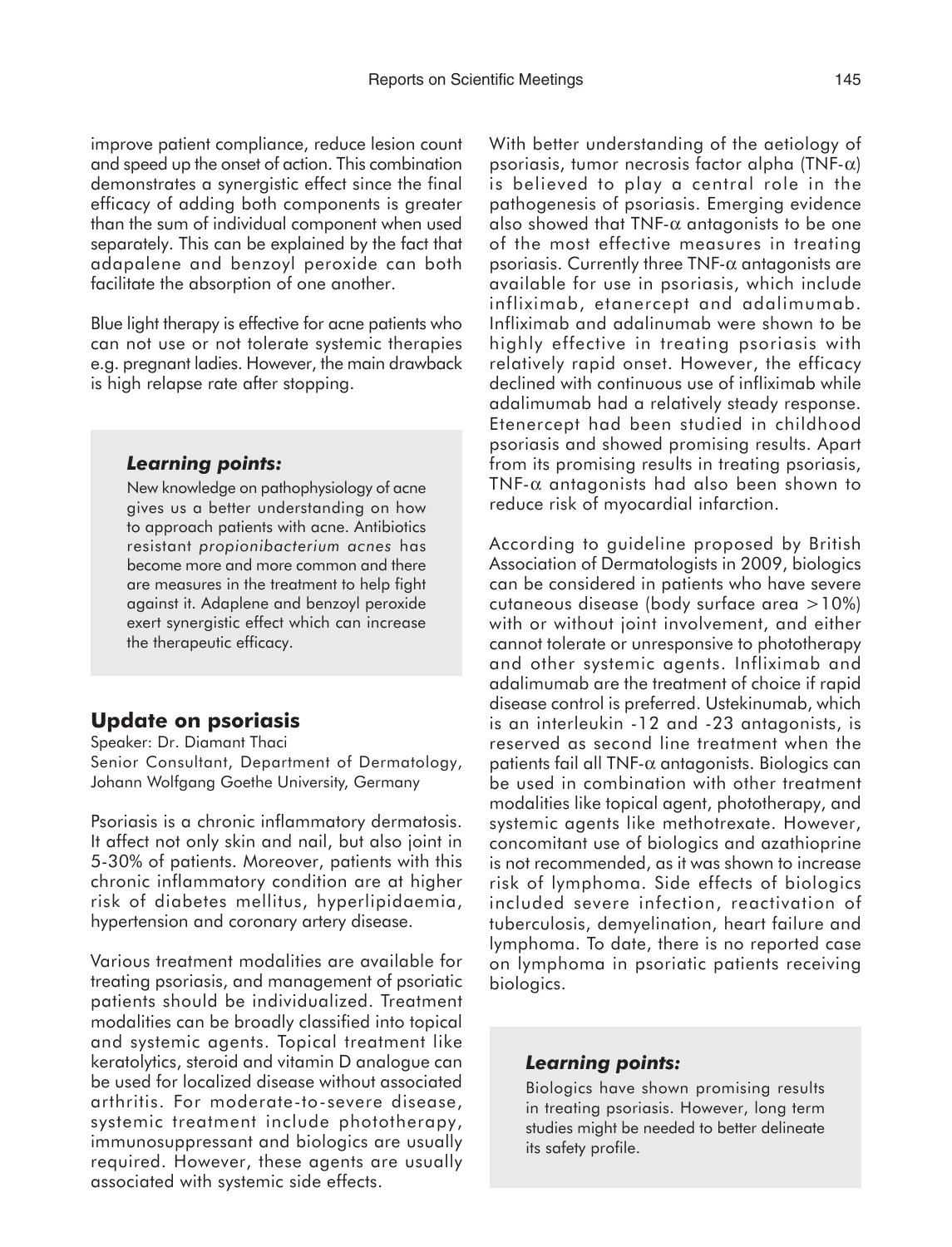improve patient compliance, reduce lesion count and speed up the onset of action. This combination demonstrates a synergistic effect since the final efficacy of adding both components is greater than the sum of individual component when used separately. This can be explained by the fact that adapalene and benzoyl peroxide can both facilitate the absorption of one another.

Blue light therapy is effective for acne patients who can not use or not tolerate systemic therapies e.g. pregnant ladies. However, the main drawback is high relapse rate after stopping.

> ***Learning points:***
>
> New knowledge on pathophysiology of acne gives us a better understanding on how to approach patients with acne. Antibiotics resistant *propionibacterium acnes* has become more and more common and there are measures in the treatment to help fight against it. Adaplene and benzoyl peroxide exert synergistic effect which can increase the therapeutic efficacy.

## Update on psoriasis

Speaker: Dr. Diamant Thaci
Senior Consultant, Department of Dermatology, Johann Wolfgang Goethe University, Germany

Psoriasis is a chronic inflammatory dermatosis. It affect not only skin and nail, but also joint in 5-30% of patients. Moreover, patients with this chronic inflammatory condition are at higher risk of diabetes mellitus, hyperlipidaemia, hypertension and coronary artery disease.

Various treatment modalities are available for treating psoriasis, and management of psoriatic patients should be individualized. Treatment modalities can be broadly classified into topical and systemic agents. Topical treatment like keratolytics, steroid and vitamin D analogue can be used for localized disease without associated arthritis. For moderate-to-severe disease, systemic treatment include phototherapy, immunosuppressant and biologics are usually required. However, these agents are usually associated with systemic side effects.

With better understanding of the aetiology of psoriasis, tumor necrosis factor alpha (TNF-$\alpha$) is believed to play a central role in the pathogenesis of psoriasis. Emerging evidence also showed that TNF-$\alpha$ antagonists to be one of the most effective measures in treating psoriasis. Currently three TNF-$\alpha$ antagonists are available for use in psoriasis, which include infliximab, etanercept and adalimumab. Infliximab and adalinumab were shown to be highly effective in treating psoriasis with relatively rapid onset. However, the efficacy declined with continuous use of infliximab while adalimumab had a relatively steady response. Etenercept had been studied in childhood psoriasis and showed promising results. Apart from its promising results in treating psoriasis, TNF-$\alpha$ antagonists had also been shown to reduce risk of myocardial infarction.

According to guideline proposed by British Association of Dermatologists in 2009, biologics can be considered in patients who have severe cutaneous disease (body surface area >10%) with or without joint involvement, and either cannot tolerate or unresponsive to phototherapy and other systemic agents. Infliximab and adalimumab are the treatment of choice if rapid disease control is preferred. Ustekinumab, which is an interleukin -12 and -23 antagonists, is reserved as second line treatment when the patients fail all TNF-$\alpha$ antagonists. Biologics can be used in combination with other treatment modalities like topical agent, phototherapy, and systemic agents like methotrexate. However, concomitant use of biologics and azathioprine is not recommended, as it was shown to increase risk of lymphoma. Side effects of biologics included severe infection, reactivation of tuberculosis, demyelination, heart failure and lymphoma. To date, there is no reported case on lymphoma in psoriatic patients receiving biologics.

> ***Learning points:***
>
> Biologics have shown promising results in treating psoriasis. However, long term studies might be needed to better delineate its safety profile.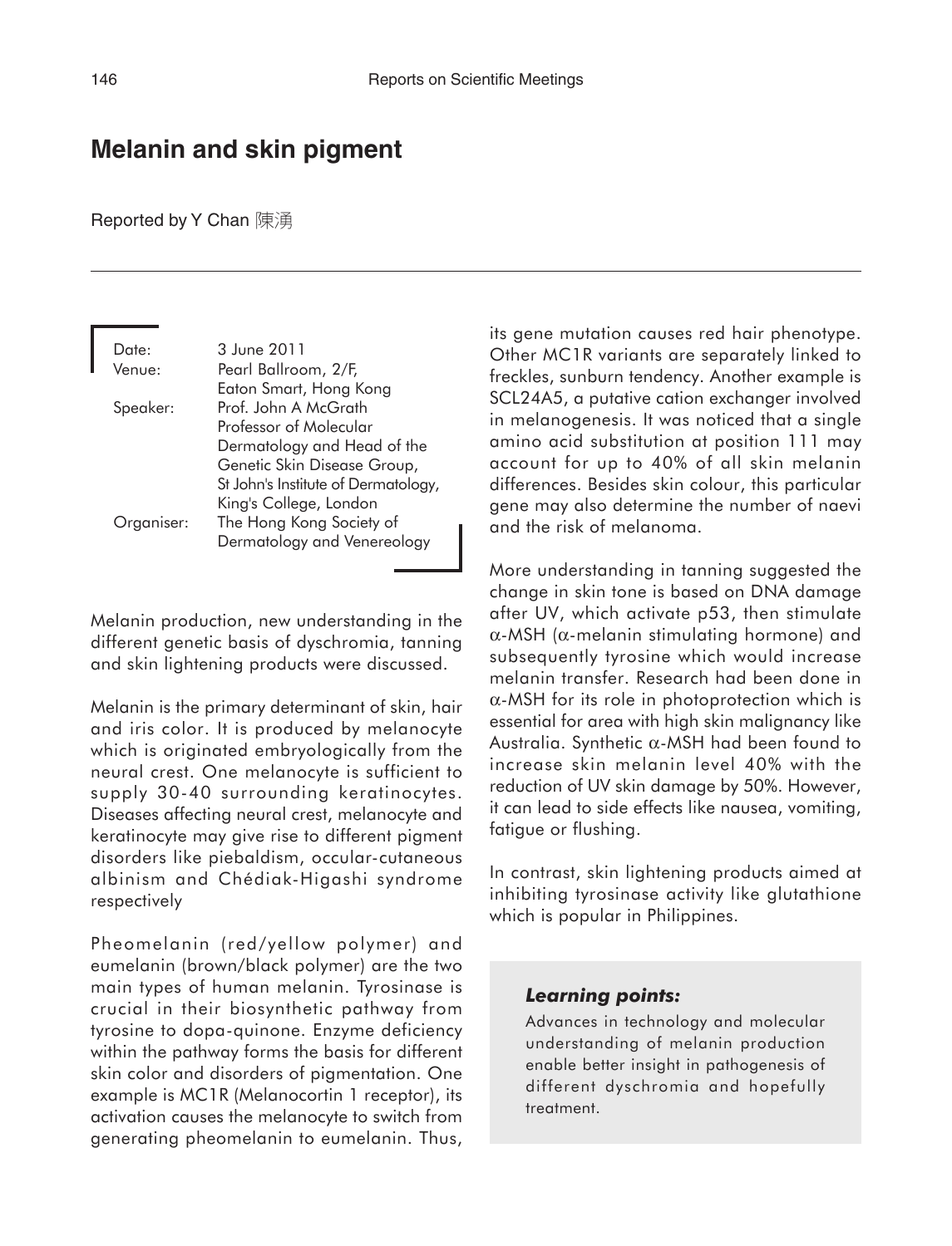# Melanin and skin pigment

Reported by Y Chan 陳湧

| | |
|---|---|
| Date: | 3 June 2011 |
| Venue: | Pearl Ballroom, 2/F, Eaton Smart, Hong Kong |
| Speaker: | Prof. John A McGrath<br>Professor of Molecular Dermatology and Head of the Genetic Skin Disease Group, St John's Institute of Dermatology, King's College, London |
| Organiser: | The Hong Kong Society of Dermatology and Venereology |

Melanin production, new understanding in the different genetic basis of dyschromia, tanning and skin lightening products were discussed.

Melanin is the primary determinant of skin, hair and iris color. It is produced by melanocyte which is originated embryologically from the neural crest. One melanocyte is sufficient to supply 30-40 surrounding keratinocytes. Diseases affecting neural crest, melanocyte and keratinocyte may give rise to different pigment disorders like piebaldism, occular-cutaneous albinism and Chédiak-Higashi syndrome respectively

Pheomelanin (red/yellow polymer) and eumelanin (brown/black polymer) are the two main types of human melanin. Tyrosinase is crucial in their biosynthetic pathway from tyrosine to dopa-quinone. Enzyme deficiency within the pathway forms the basis for different skin color and disorders of pigmentation. One example is MC1R (Melanocortin 1 receptor), its activation causes the melanocyte to switch from generating pheomelanin to eumelanin. Thus, its gene mutation causes red hair phenotype. Other MC1R variants are separately linked to freckles, sunburn tendency. Another example is SCL24A5, a putative cation exchanger involved in melanogenesis. It was noticed that a single amino acid substitution at position 111 may account for up to 40% of all skin melanin differences. Besides skin colour, this particular gene may also determine the number of naevi and the risk of melanoma.

More understanding in tanning suggested the change in skin tone is based on DNA damage after UV, which activate p53, then stimulate $\alpha$-MSH ($\alpha$-melanin stimulating hormone) and subsequently tyrosine which would increase melanin transfer. Research had been done in $\alpha$-MSH for its role in photoprotection which is essential for area with high skin malignancy like Australia. Synthetic $\alpha$-MSH had been found to increase skin melanin level 40% with the reduction of UV skin damage by 50%. However, it can lead to side effects like nausea, vomiting, fatigue or flushing.

In contrast, skin lightening products aimed at inhibiting tyrosinase activity like glutathione which is popular in Philippines.

***Learning points:***

Advances in technology and molecular understanding of melanin production enable better insight in pathogenesis of different dyschromia and hopefully treatment.